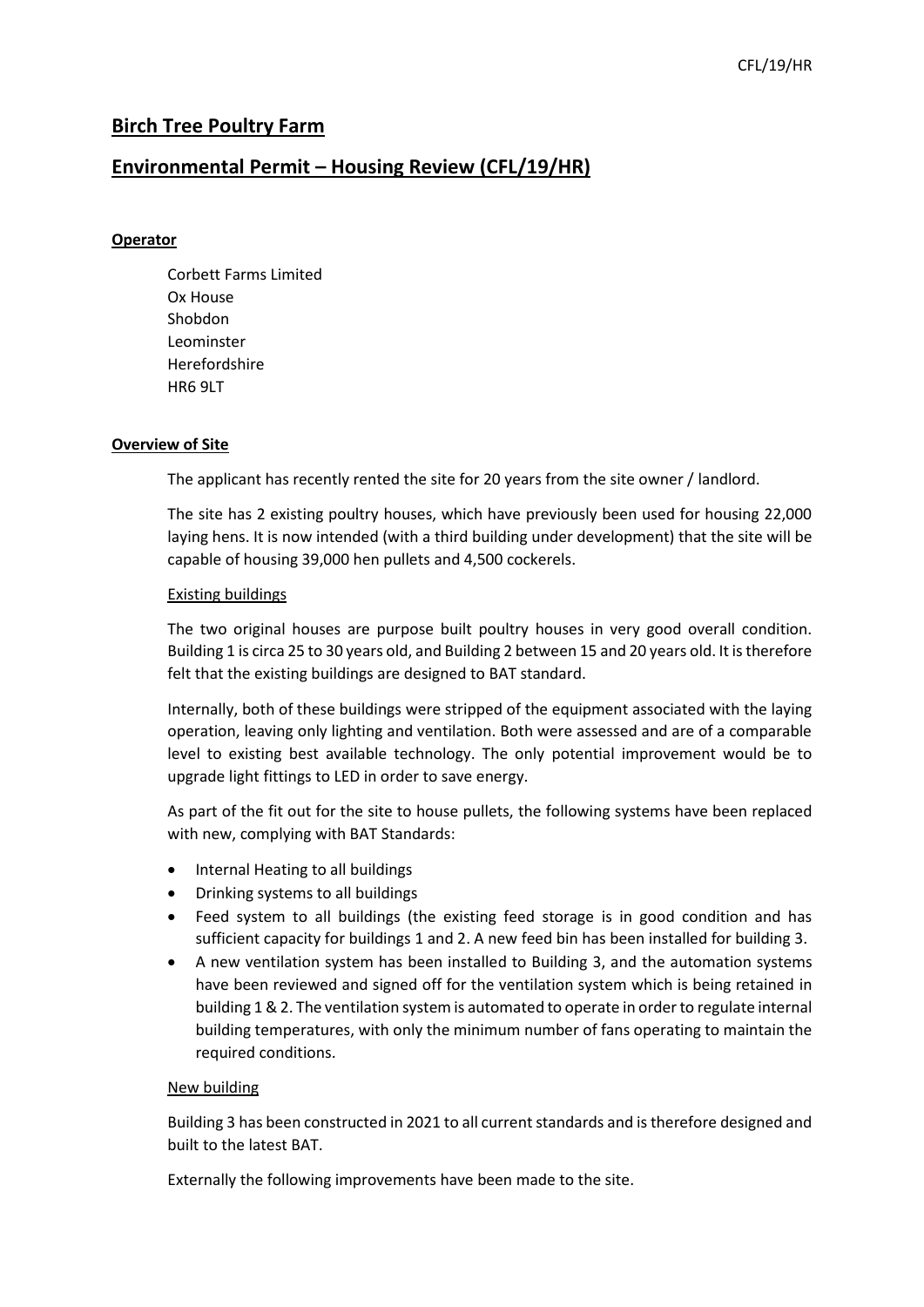# Birch Tree Poultry Farm

## Environmental Permit – Housing Review (CFL/19/HR)

**Operator**

Corbett Farms Limited
Ox House
Shobdon
Leominster
Herefordshire
HR6 9LT

**Overview of Site**

The applicant has recently rented the site for 20 years from the site owner / landlord.

The site has 2 existing poultry houses, which have previously been used for housing 22,000 laying hens. It is now intended (with a third building under development) that the site will be capable of housing 39,000 hen pullets and 4,500 cockerels.

Existing buildings

The two original houses are purpose built poultry houses in very good overall condition. Building 1 is circa 25 to 30 years old, and Building 2 between 15 and 20 years old. It is therefore felt that the existing buildings are designed to BAT standard.

Internally, both of these buildings were stripped of the equipment associated with the laying operation, leaving only lighting and ventilation. Both were assessed and are of a comparable level to existing best available technology. The only potential improvement would be to upgrade light fittings to LED in order to save energy.

As part of the fit out for the site to house pullets, the following systems have been replaced with new, complying with BAT Standards:

- Internal Heating to all buildings
- Drinking systems to all buildings
- Feed system to all buildings (the existing feed storage is in good condition and has sufficient capacity for buildings 1 and 2. A new feed bin has been installed for building 3.
- A new ventilation system has been installed to Building 3, and the automation systems have been reviewed and signed off for the ventilation system which is being retained in building 1 & 2. The ventilation system is automated to operate in order to regulate internal building temperatures, with only the minimum number of fans operating to maintain the required conditions.

New building

Building 3 has been constructed in 2021 to all current standards and is therefore designed and built to the latest BAT.

Externally the following improvements have been made to the site.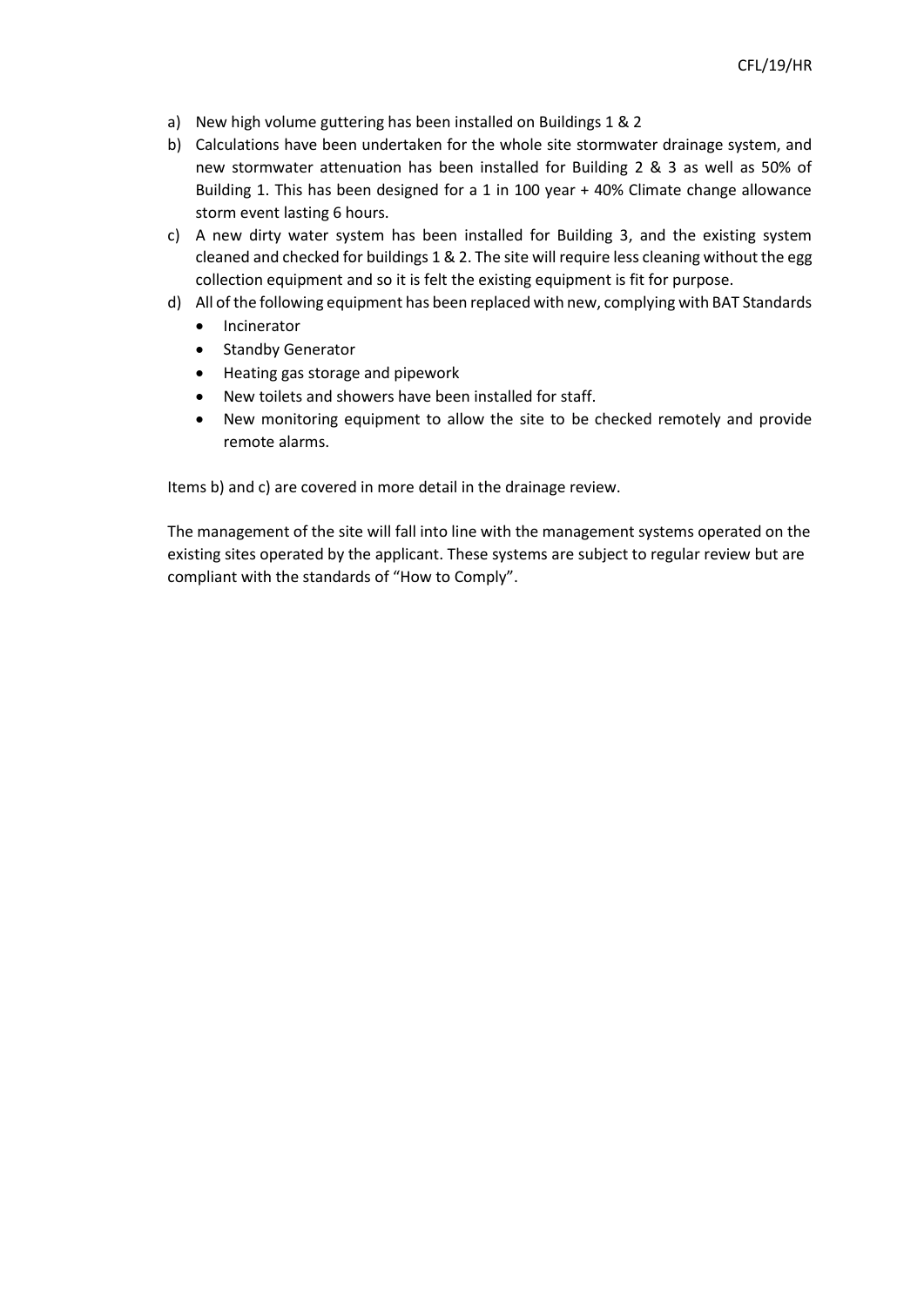a) New high volume guttering has been installed on Buildings 1 & 2
b) Calculations have been undertaken for the whole site stormwater drainage system, and new stormwater attenuation has been installed for Building 2 & 3 as well as 50% of Building 1. This has been designed for a 1 in 100 year + 40% Climate change allowance storm event lasting 6 hours.
c) A new dirty water system has been installed for Building 3, and the existing system cleaned and checked for buildings 1 & 2. The site will require less cleaning without the egg collection equipment and so it is felt the existing equipment is fit for purpose.
d) All of the following equipment has been replaced with new, complying with BAT Standards
   - Incinerator
   - Standby Generator
   - Heating gas storage and pipework
   - New toilets and showers have been installed for staff.
   - New monitoring equipment to allow the site to be checked remotely and provide remote alarms.

Items b) and c) are covered in more detail in the drainage review.

The management of the site will fall into line with the management systems operated on the existing sites operated by the applicant. These systems are subject to regular review but are compliant with the standards of "How to Comply".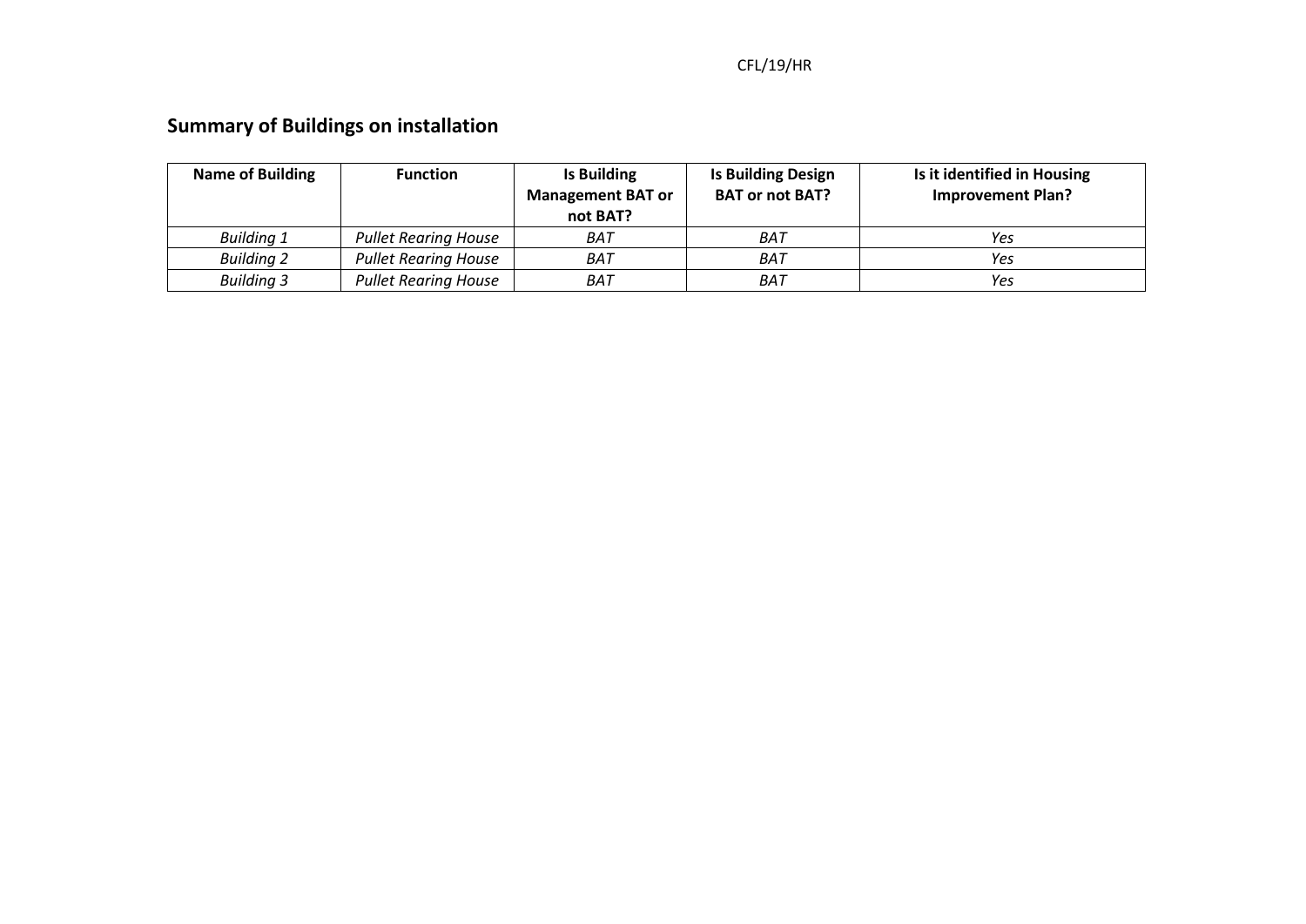## Summary of Buildings on installation

| Name of Building | Function | Is Building Management BAT or not BAT? | Is Building Design BAT or not BAT? | Is it identified in Housing Improvement Plan? |
|---|---|---|---|---|
| *Building 1* | *Pullet Rearing House* | *BAT* | *BAT* | *Yes* |
| *Building 2* | *Pullet Rearing House* | *BAT* | *BAT* | *Yes* |
| *Building 3* | *Pullet Rearing House* | *BAT* | *BAT* | *Yes* |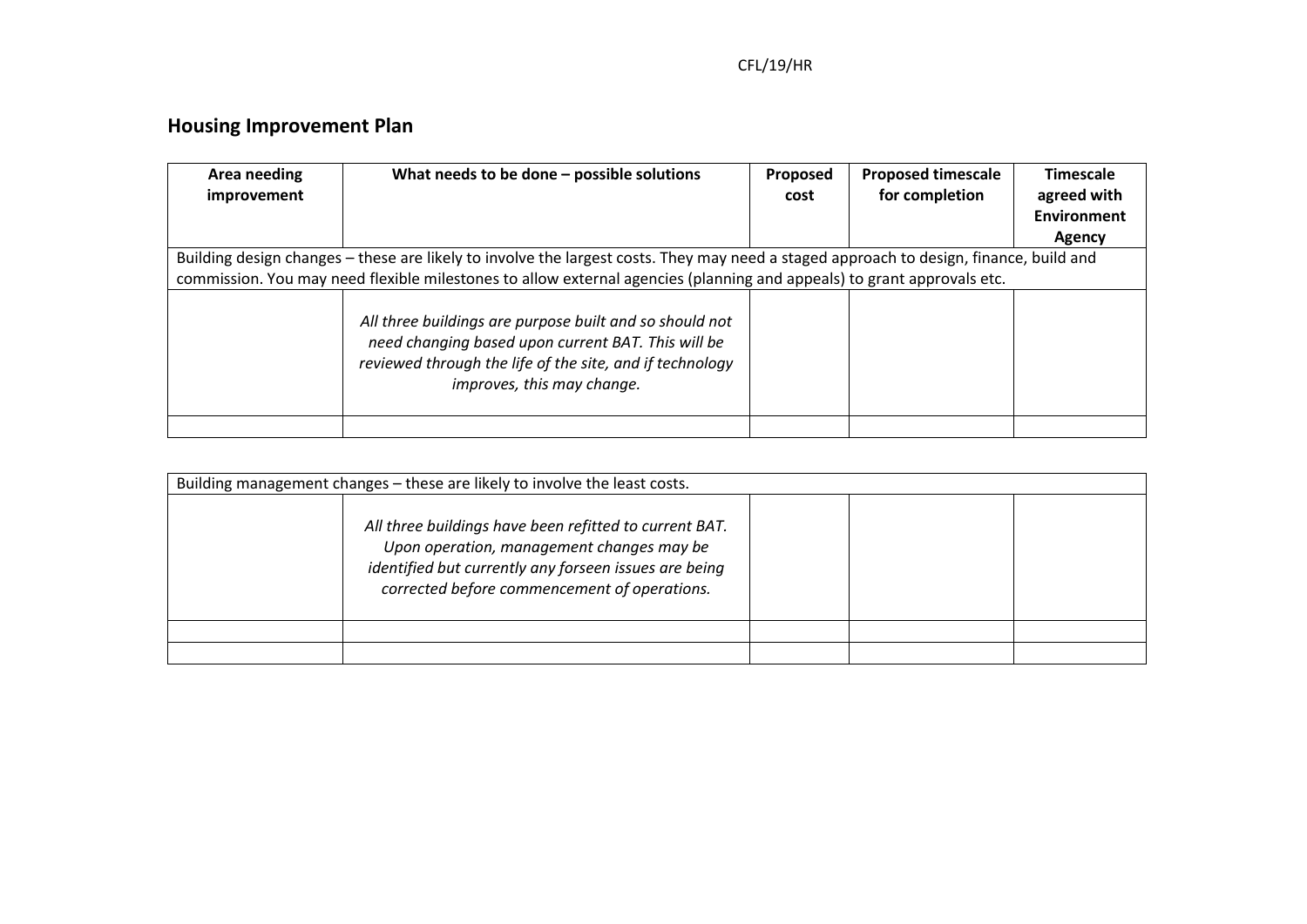## Housing Improvement Plan

| Area needing improvement | What needs to be done – possible solutions | Proposed cost | Proposed timescale for completion | Timescale agreed with Environment Agency |
|---|---|---|---|---|
| Building design changes – these are likely to involve the largest costs. They may need a staged approach to design, finance, build and commission. You may need flexible milestones to allow external agencies (planning and appeals) to grant approvals etc. | | | | |
| | *All three buildings are purpose built and so should not need changing based upon current BAT. This will be reviewed through the life of the site, and if technology improves, this may change.* | | | |
| | | | | |

| | | | | |
|---|---|---|---|---|
| Building management changes – these are likely to involve the least costs. | | | | |
| | *All three buildings have been refitted to current BAT. Upon operation, management changes may be identified but currently any forseen issues are being corrected before commencement of operations.* | | | |
| | | | | |
| | | | | |